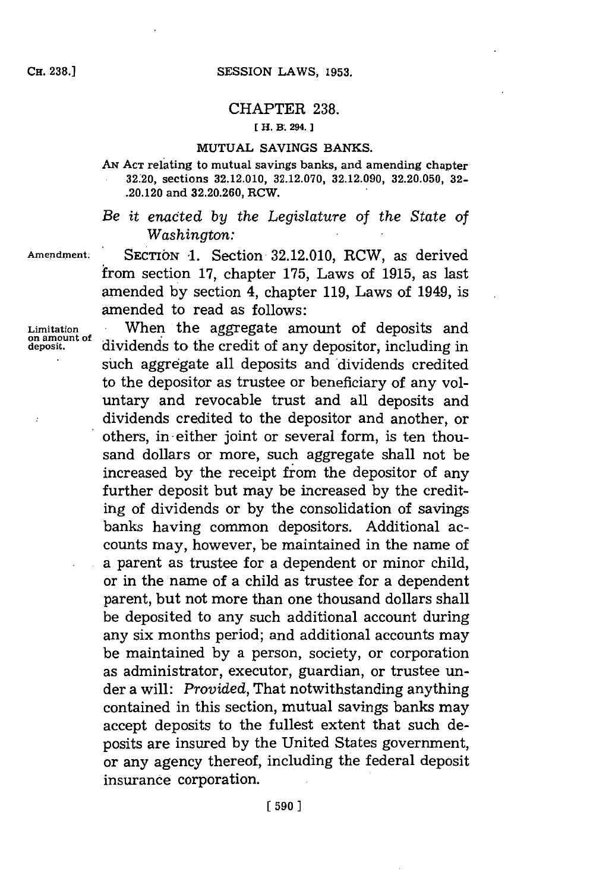# CHAPTER 238.

[ H. B. 294. ]

## MUTUAL SAVINGS BANKS.

AN ACT relating to mutual savings banks, and amending chapter 32.20, sections 32.12.010, 32.12.070, 32.12.090, 32.20.050, 32-.20.120 and 32.20.260, RCW.

*Be it enacted by the Legislature of the State of Washington:*

Amendment.

SECTION 1. Section 32.12.010, RCW, as derived from section 17, chapter 175, Laws of 1915, as last amended by section 4, chapter 119, Laws of 1949, is amended to read as follows:

Limitation on amount of deposit.

When the aggregate amount of deposits and dividends to the credit of any depositor, including in such aggregate all deposits and dividends credited to the depositor as trustee or beneficiary of any voluntary and revocable trust and all deposits and dividends credited to the depositor and another, or others, in either joint or several form, is ten thousand dollars or more, such aggregate shall not be increased by the receipt from the depositor of any further deposit but may be increased by the crediting of dividends or by the consolidation of savings banks having common depositors. Additional accounts may, however, be maintained in the name of a parent as trustee for a dependent or minor child, or in the name of a child as trustee for a dependent parent, but not more than one thousand dollars shall be deposited to any such additional account during any six months period; and additional accounts may be maintained by a person, society, or corporation as administrator, executor, guardian, or trustee under a will: *Provided*, That notwithstanding anything contained in this section, mutual savings banks may accept deposits to the fullest extent that such deposits are insured by the United States government, or any agency thereof, including the federal deposit insurance corporation.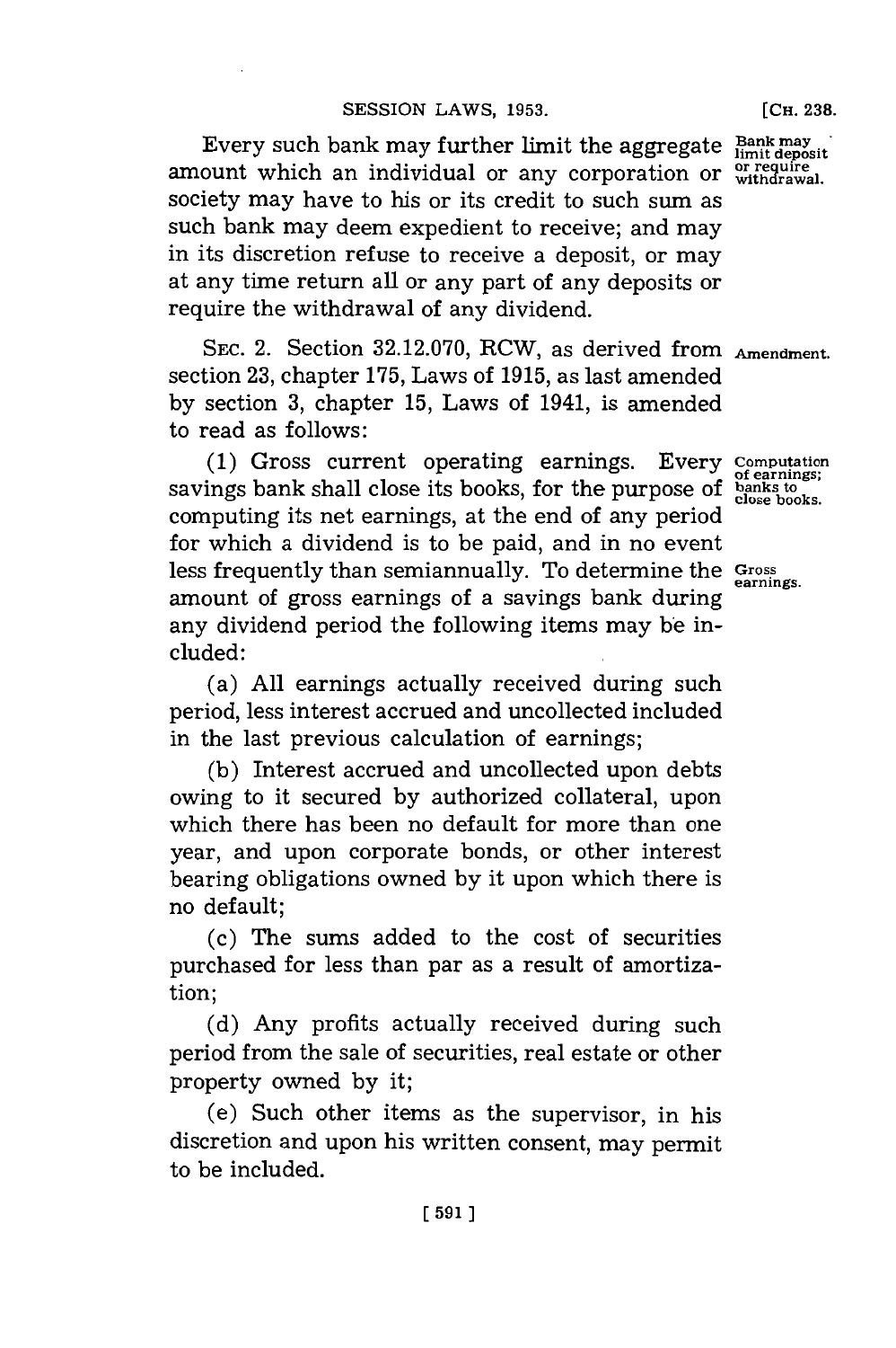Every such bank may further limit the aggregate amount which an individual or any corporation or society may have to his or its credit to such sum as such bank may deem expedient to receive; and may in its discretion refuse to receive a deposit, or may at any time return all or any part of any deposits or require the withdrawal of any dividend.

Bank may limit deposit or require withdrawal.

SEC. 2. Section 32.12.070, RCW, as derived from section 23, chapter 175, Laws of 1915, as last amended by section 3, chapter 15, Laws of 1941, is amended to read as follows:

Amendment.

(1) Gross current operating earnings. Every savings bank shall close its books, for the purpose of computing its net earnings, at the end of any period for which a dividend is to be paid, and in no event less frequently than semiannually. To determine the amount of gross earnings of a savings bank during any dividend period the following items may be included:

Computation of earnings; banks to close books.

Gross earnings.

(a) All earnings actually received during such period, less interest accrued and uncollected included in the last previous calculation of earnings;

(b) Interest accrued and uncollected upon debts owing to it secured by authorized collateral, upon which there has been no default for more than one year, and upon corporate bonds, or other interest bearing obligations owned by it upon which there is no default;

(c) The sums added to the cost of securities purchased for less than par as a result of amortization;

(d) Any profits actually received during such period from the sale of securities, real estate or other property owned by it;

(e) Such other items as the supervisor, in his discretion and upon his written consent, may permit to be included.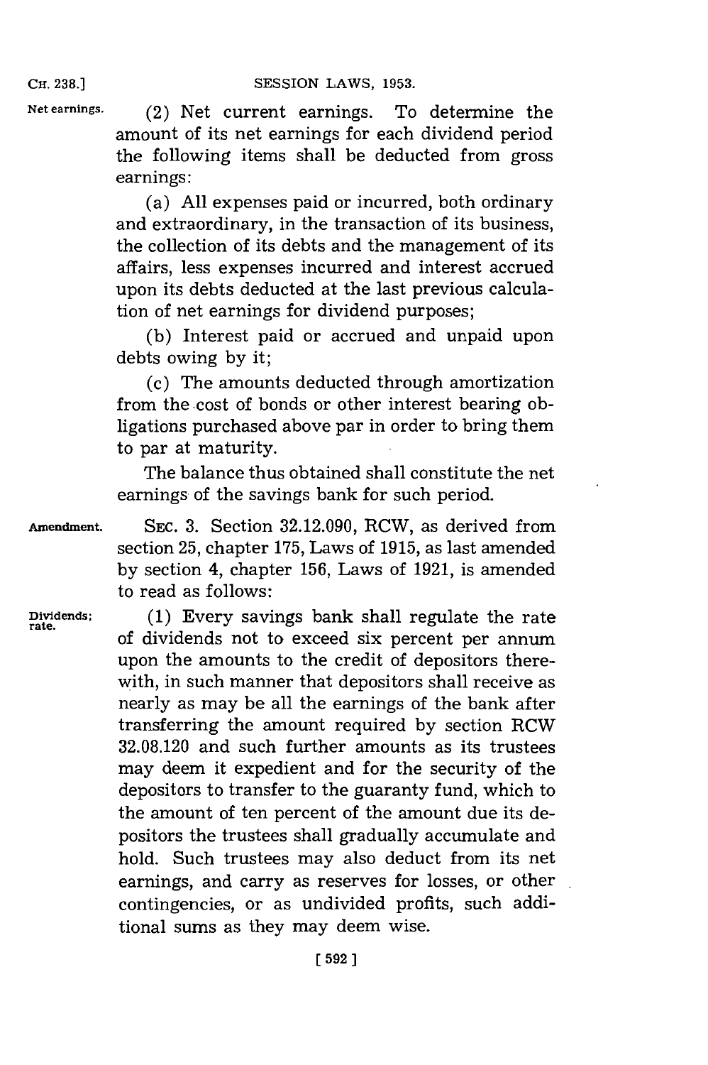**Net earnings.** (2) Net current earnings. To determine the amount of its net earnings for each dividend period the following items shall be deducted from gross earnings:

(a) All expenses paid or incurred, both ordinary and extraordinary, in the transaction of its business, the collection of its debts and the management of its affairs, less expenses incurred and interest accrued upon its debts deducted at the last previous calculation of net earnings for dividend purposes;

(b) Interest paid or accrued and unpaid upon debts owing by it;

(c) The amounts deducted through amortization from the cost of bonds or other interest bearing obligations purchased above par in order to bring them to par at maturity.

The balance thus obtained shall constitute the net earnings of the savings bank for such period.

**Amendment.** SEC. 3. Section 32.12.090, RCW, as derived from section 25, chapter 175, Laws of 1915, as last amended by section 4, chapter 156, Laws of 1921, is amended to read as follows:

**Dividends; rate.** (1) Every savings bank shall regulate the rate of dividends not to exceed six percent per annum upon the amounts to the credit of depositors therewith, in such manner that depositors shall receive as nearly as may be all the earnings of the bank after transferring the amount required by section RCW 32.08.120 and such further amounts as its trustees may deem it expedient and for the security of the depositors to transfer to the guaranty fund, which to the amount of ten percent of the amount due its depositors the trustees shall gradually accumulate and hold. Such trustees may also deduct from its net earnings, and carry as reserves for losses, or other contingencies, or as undivided profits, such additional sums as they may deem wise.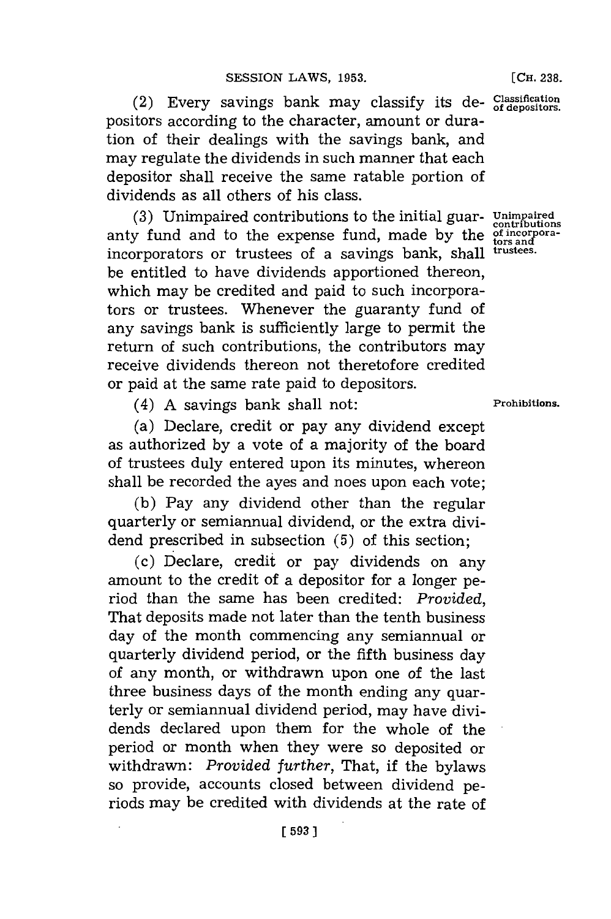(2) Every savings bank may classify its depositors according to the character, amount or duration of their dealings with the savings bank, and may regulate the dividends in such manner that each depositor shall receive the same ratable portion of dividends as all others of his class.

Classification of depositors.

(3) Unimpaired contributions to the initial guaranty fund and to the expense fund, made by the incorporators or trustees of a savings bank, shall be entitled to have dividends apportioned thereon, which may be credited and paid to such incorporators or trustees. Whenever the guaranty fund of any savings bank is sufficiently large to permit the return of such contributions, the contributors may receive dividends thereon not theretofore credited or paid at the same rate paid to depositors.

Unimpaired contributions of incorporators and trustees.

(4) A savings bank shall not:

Prohibitions.

(a) Declare, credit or pay any dividend except as authorized by a vote of a majority of the board of trustees duly entered upon its minutes, whereon shall be recorded the ayes and noes upon each vote;

(b) Pay any dividend other than the regular quarterly or semiannual dividend, or the extra dividend prescribed in subsection (5) of this section;

(c) Declare, credit or pay dividends on any amount to the credit of a depositor for a longer period than the same has been credited: *Provided*, That deposits made not later than the tenth business day of the month commencing any semiannual or quarterly dividend period, or the fifth business day of any month, or withdrawn upon one of the last three business days of the month ending any quarterly or semiannual dividend period, may have dividends declared upon them for the whole of the period or month when they were so deposited or withdrawn: *Provided further*, That, if the bylaws so provide, accounts closed between dividend periods may be credited with dividends at the rate of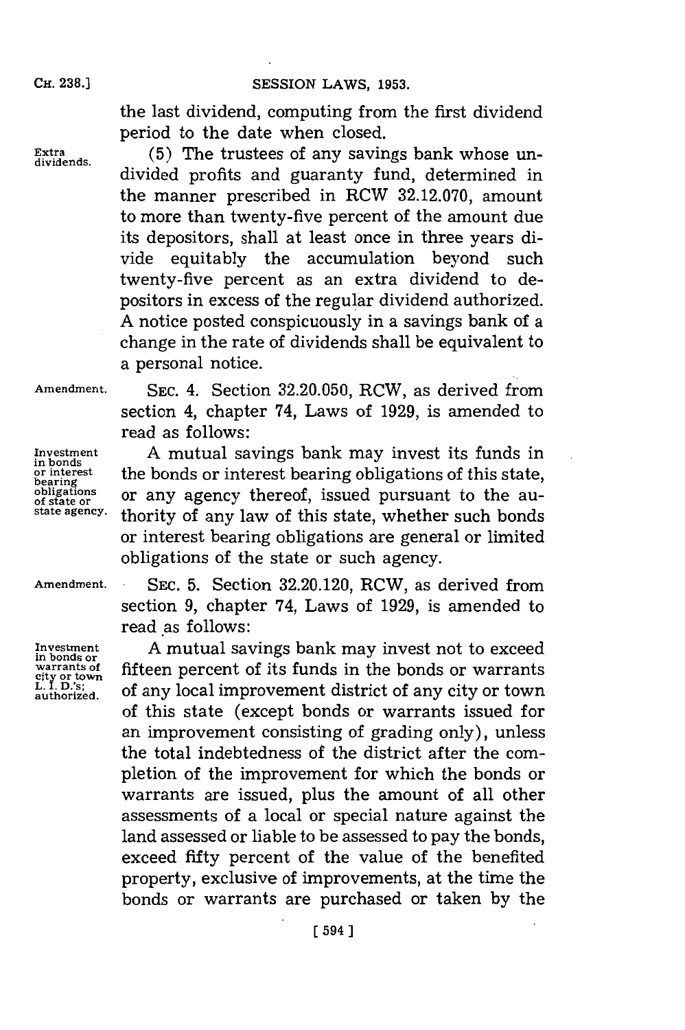the last dividend, computing from the first dividend period to the date when closed.

Extra dividends. (5) The trustees of any savings bank whose undivided profits and guaranty fund, determined in the manner prescribed in RCW 32.12.070, amount to more than twenty-five percent of the amount due its depositors, shall at least once in three years divide equitably the accumulation beyond such twenty-five percent as an extra dividend to depositors in excess of the regular dividend authorized. A notice posted conspicuously in a savings bank of a change in the rate of dividends shall be equivalent to a personal notice.

Amendment. SEC. 4. Section 32.20.050, RCW, as derived from section 4, chapter 74, Laws of 1929, is amended to read as follows:

Investment in bonds or interest bearing obligations of state or state agency. A mutual savings bank may invest its funds in the bonds or interest bearing obligations of this state, or any agency thereof, issued pursuant to the authority of any law of this state, whether such bonds or interest bearing obligations are general or limited obligations of the state or such agency.

Amendment. SEC. 5. Section 32.20.120, RCW, as derived from section 9, chapter 74, Laws of 1929, is amended to read as follows:

Investment in bonds or warrants of city or town L. I. D.'s; authorized. A mutual savings bank may invest not to exceed fifteen percent of its funds in the bonds or warrants of any local improvement district of any city or town of this state (except bonds or warrants issued for an improvement consisting of grading only), unless the total indebtedness of the district after the completion of the improvement for which the bonds or warrants are issued, plus the amount of all other assessments of a local or special nature against the land assessed or liable to be assessed to pay the bonds, exceed fifty percent of the value of the benefited property, exclusive of improvements, at the time the bonds or warrants are purchased or taken by the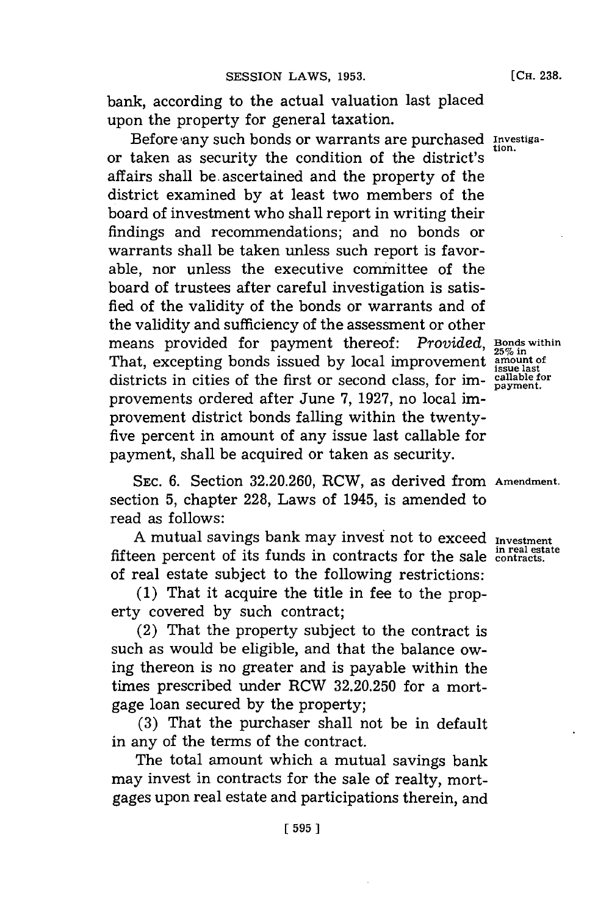bank, according to the actual valuation last placed upon the property for general taxation.

Before any such bonds or warrants are purchased or taken as security the condition of the district's affairs shall be ascertained and the property of the district examined by at least two members of the board of investment who shall report in writing their findings and recommendations; and no bonds or warrants shall be taken unless such report is favorable, nor unless the executive committee of the board of trustees after careful investigation is satisfied of the validity of the bonds or warrants and of the validity and sufficiency of the assessment or other means provided for payment thereof: *Provided*, That, excepting bonds issued by local improvement districts in cities of the first or second class, for improvements ordered after June 7, 1927, no local improvement district bonds falling within the twenty-five percent in amount of any issue last callable for payment, shall be acquired or taken as security.

Investigation.

Bonds within 25% in amount of issue last callable for payment.

SEC. 6. Section 32.20.260, RCW, as derived from section 5, chapter 228, Laws of 1945, is amended to read as follows:

Amendment.

A mutual savings bank may invest not to exceed fifteen percent of its funds in contracts for the sale of real estate subject to the following restrictions:

Investment in real estate contracts.

(1) That it acquire the title in fee to the property covered by such contract;

(2) That the property subject to the contract is such as would be eligible, and that the balance owing thereon is no greater and is payable within the times prescribed under RCW 32.20.250 for a mortgage loan secured by the property;

(3) That the purchaser shall not be in default in any of the terms of the contract.

The total amount which a mutual savings bank may invest in contracts for the sale of realty, mortgages upon real estate and participations therein, and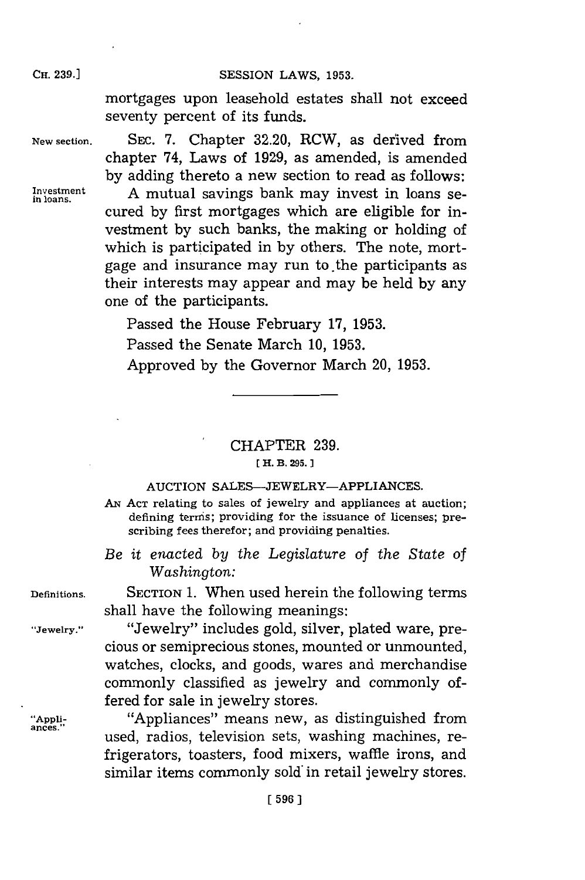mortgages upon leasehold estates shall not exceed seventy percent of its funds.

New section. SEC. 7. Chapter 32.20, RCW, as derived from chapter 74, Laws of 1929, as amended, is amended by adding thereto a new section to read as follows:

Investment in loans. A mutual savings bank may invest in loans secured by first mortgages which are eligible for investment by such banks, the making or holding of which is participated in by others. The note, mortgage and insurance may run to the participants as their interests may appear and may be held by any one of the participants.

Passed the House February 17, 1953.

Passed the Senate March 10, 1953.

Approved by the Governor March 20, 1953.

## CHAPTER 239.

[ H. B. 295. ]

### AUCTION SALES—JEWELRY—APPLIANCES.

AN ACT relating to sales of jewelry and appliances at auction; defining terms; providing for the issuance of licenses; prescribing fees therefor; and providing penalties.

*Be it enacted by the Legislature of the State of Washington:*

Definitions. SECTION 1. When used herein the following terms shall have the following meanings:

"Jewelry." "Jewelry" includes gold, silver, plated ware, precious or semiprecious stones, mounted or unmounted, watches, clocks, and goods, wares and merchandise commonly classified as jewelry and commonly offered for sale in jewelry stores.

"Appliances." "Appliances" means new, as distinguished from used, radios, television sets, washing machines, refrigerators, toasters, food mixers, waffle irons, and similar items commonly sold in retail jewelry stores.